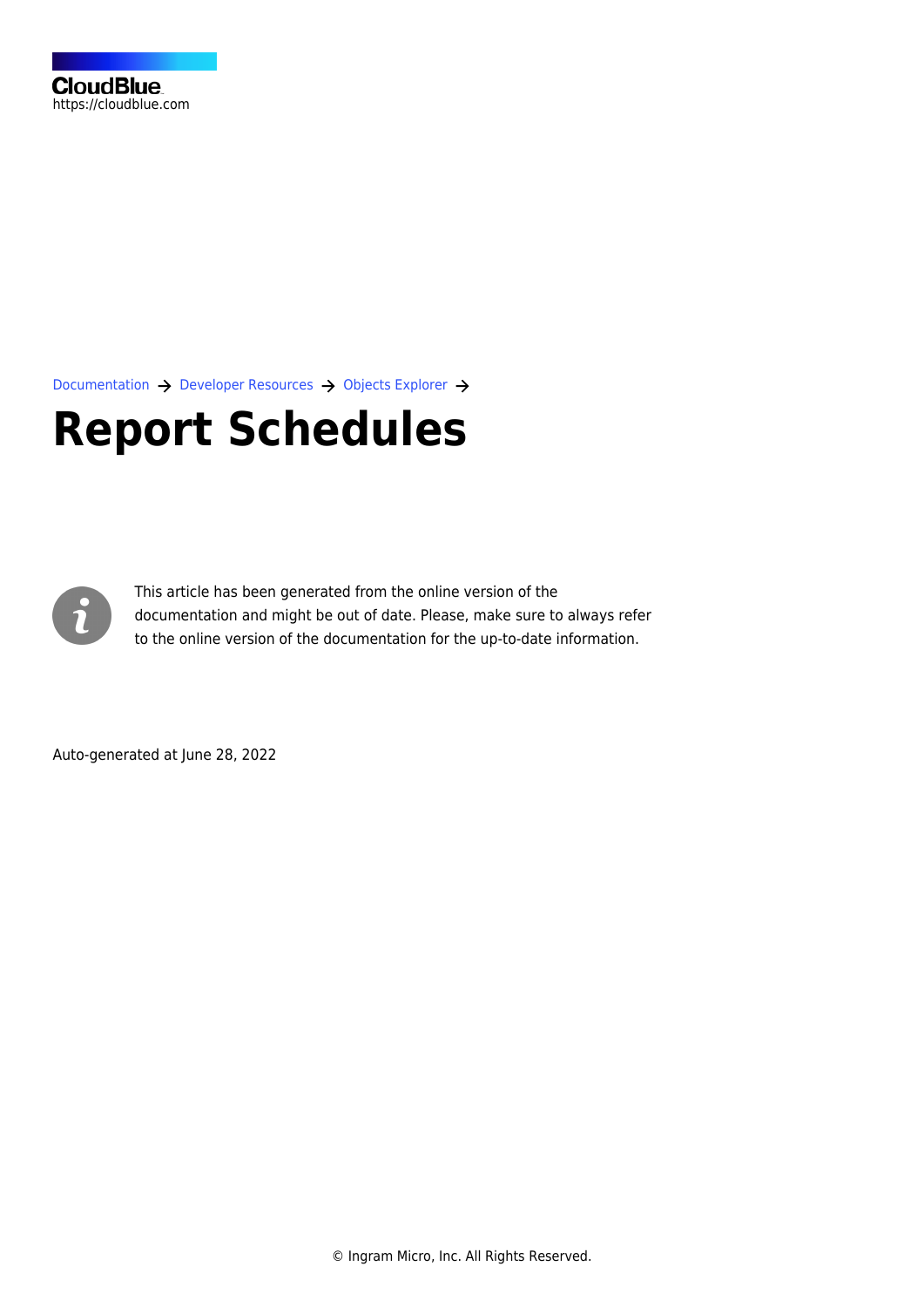CloudBlue
https://cloudblue.com

Documentation → Developer Resources → Objects Explorer →

# Report Schedules

This article has been generated from the online version of the documentation and might be out of date. Please, make sure to always refer to the online version of the documentation for the up-to-date information.

Auto-generated at June 28, 2022

© Ingram Micro, Inc. All Rights Reserved.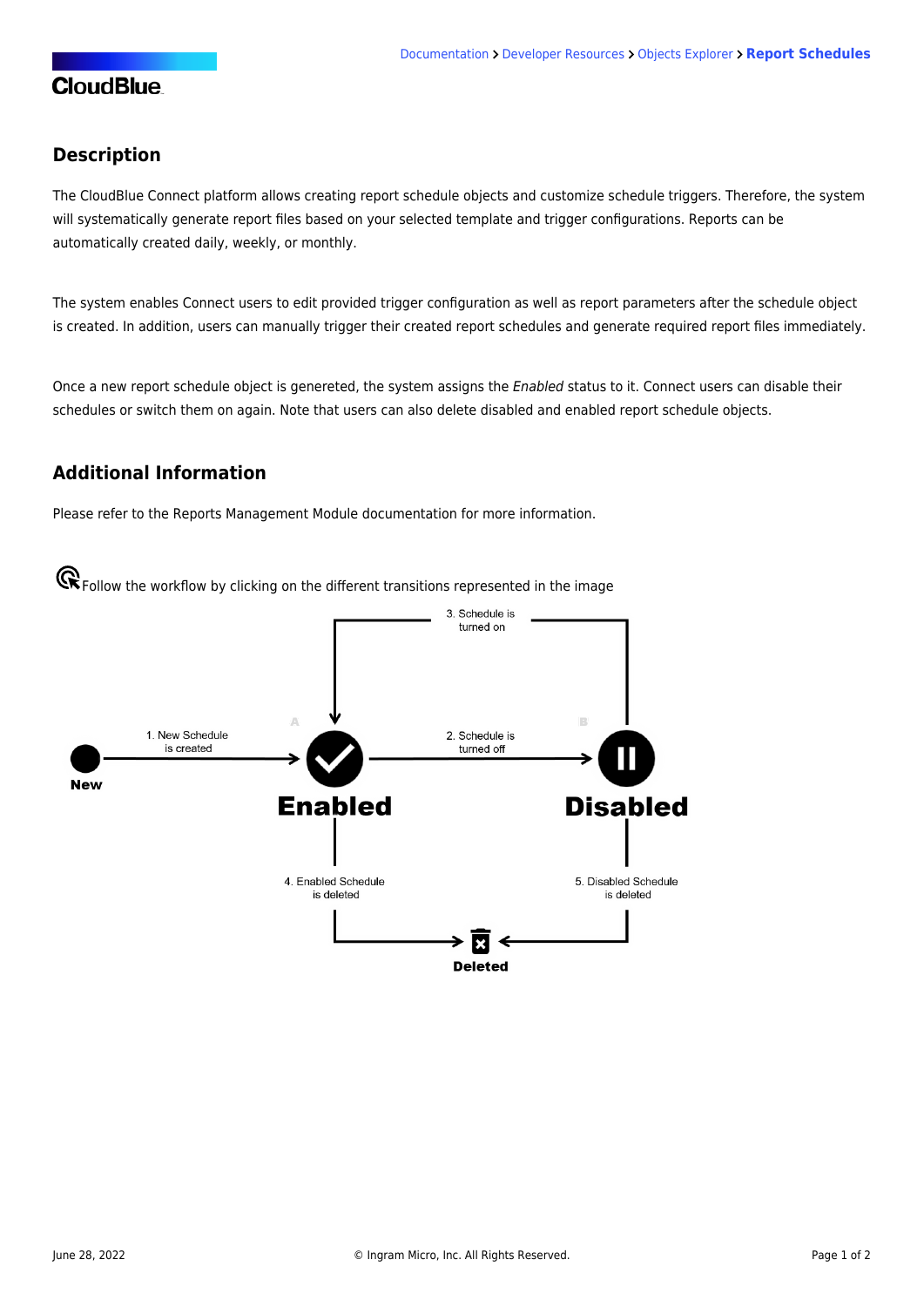## Description

The CloudBlue Connect platform allows creating report schedule objects and customize schedule triggers. Therefore, the system will systematically generate report files based on your selected template and trigger configurations. Reports can be automatically created daily, weekly, or monthly.

The system enables Connect users to edit provided trigger configuration as well as report parameters after the schedule object is created. In addition, users can manually trigger their created report schedules and generate required report files immediately.

Once a new report schedule object is genereted, the system assigns the *Enabled* status to it. Connect users can disable their schedules or switch them on again. Note that users can also delete disabled and enabled report schedule objects.

## Additional Information

Please refer to the Reports Management Module documentation for more information.

Follow the workflow by clicking on the different transitions represented in the image

New

1. New Schedule is created

A

Enabled

2. Schedule is turned off

B

Disabled

3. Schedule is turned on

4. Enabled Schedule is deleted

5. Disabled Schedule is deleted

Deleted